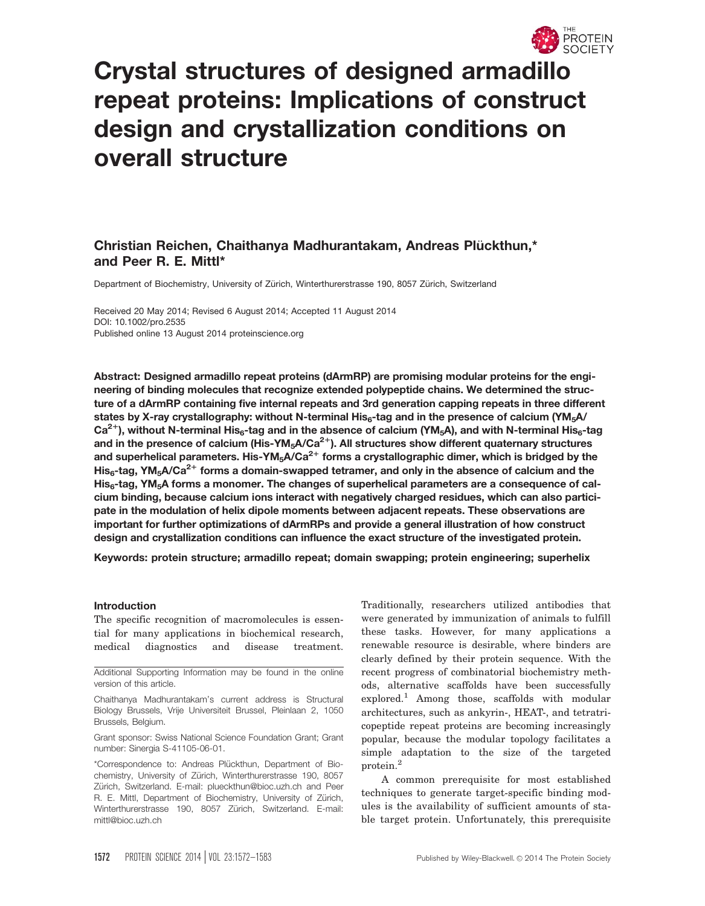# Crystal structures of designed armadillo repeat proteins: Implications of construct design and crystallization conditions on overall structure

**Christian Reichen, Chaithanya Madhurantakam, Andreas Plückthun,\* and Peer R. E. Mittl\***

Department of Biochemistry, University of Zürich, Winterthurerstrasse 190, 8057 Zürich, Switzerland

Received 20 May 2014; Revised 6 August 2014; Accepted 11 August 2014
DOI: 10.1002/pro.2535
Published online 13 August 2014 proteinscience.org

**Abstract: Designed armadillo repeat proteins (dArmRP) are promising modular proteins for the engineering of binding molecules that recognize extended polypeptide chains. We determined the structure of a dArmRP containing five internal repeats and 3rd generation capping repeats in three different states by X-ray crystallography: without N-terminal $His_6$-tag and in the presence of calcium ($YM_5A/Ca^{2+}$), without N-terminal $His_6$-tag and in the absence of calcium ($YM_5A$), and with N-terminal $His_6$-tag and in the presence of calcium ($His\text{-}YM_5A/Ca^{2+}$). All structures show different quaternary structures and superhelical parameters. $His\text{-}YM_5A/Ca^{2+}$ forms a crystallographic dimer, which is bridged by the $His_6$-tag, $YM_5A/Ca^{2+}$ forms a domain-swapped tetramer, and only in the absence of calcium and the $His_6$-tag, $YM_5A$ forms a monomer. The changes of superhelical parameters are a consequence of calcium binding, because calcium ions interact with negatively charged residues, which can also participate in the modulation of helix dipole moments between adjacent repeats. These observations are important for further optimizations of dArmRPs and provide a general illustration of how construct design and crystallization conditions can influence the exact structure of the investigated protein.**

**Keywords: protein structure; armadillo repeat; domain swapping; protein engineering; superhelix**

Additional Supporting Information may be found in the online version of this article.

Chaithanya Madhurantakam's current address is Structural Biology Brussels, Vrije Universiteit Brussel, Pleinlaan 2, 1050 Brussels, Belgium.

Grant sponsor: Swiss National Science Foundation Grant; Grant number: Sinergia S-41105-06-01.

\*Correspondence to: Andreas Plückthun, Department of Biochemistry, University of Zürich, Winterthurerstrasse 190, 8057 Zürich, Switzerland. E-mail: plueckthun@bioc.uzh.ch and Peer R. E. Mittl, Department of Biochemistry, University of Zürich, Winterthurerstrasse 190, 8057 Zürich, Switzerland. E-mail: mittl@bioc.uzh.ch

## Introduction

The specific recognition of macromolecules is essential for many applications in biochemical research, medical diagnostics and disease treatment. Traditionally, researchers utilized antibodies that were generated by immunization of animals to fulfill these tasks. However, for many applications a renewable resource is desirable, where binders are clearly defined by their protein sequence. With the recent progress of combinatorial biochemistry methods, alternative scaffolds have been successfully explored.[1] Among those, scaffolds with modular architectures, such as ankyrin-, HEAT-, and tetratricopeptide repeat proteins are becoming increasingly popular, because the modular topology facilitates a simple adaptation to the size of the targeted protein.[2]

A common prerequisite for most established techniques to generate target-specific binding modules is the availability of sufficient amounts of stable target protein. Unfortunately, this prerequisite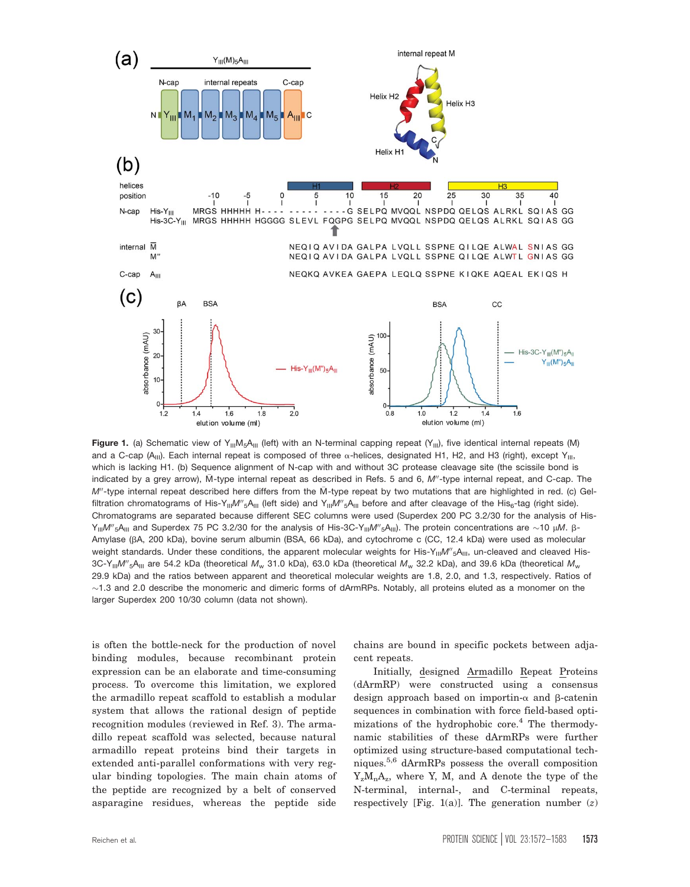**Figure 1.** (a) Schematic view of $Y_{III}M_5A_{III}$ (left) with an N-terminal capping repeat ($Y_{III}$), five identical internal repeats (M) and a C-cap ($A_{III}$). Each internal repeat is composed of three α-helices, designated H1, H2, and H3 (right), except $Y_{III}$, which is lacking H1. (b) Sequence alignment of N-cap with and without 3C protease cleavage site (the scissile bond is indicated by a grey arrow), $\bar{M}$-type internal repeat as described in Refs. 5 and 6, $M''$-type internal repeat, and C-cap. The $M''$-type internal repeat described here differs from the $\bar{M}$-type repeat by two mutations that are highlighted in red. (c) Gel-filtration chromatograms of His-$Y_{III}M''_5A_{III}$ (left side) and $Y_{III}M''_5A_{III}$ before and after cleavage of the $His_6$-tag (right side). Chromatograms are separated because different SEC columns were used (Superdex 200 PC 3.2/30 for the analysis of His-$Y_{III}M''_5A_{III}$ and Superdex 75 PC 3.2/30 for the analysis of His-3C-$Y_{III}M''_5A_{III}$). The protein concentrations are ~10 μM. β-Amylase (βA, 200 kDa), bovine serum albumin (BSA, 66 kDa), and cytochrome c (CC, 12.4 kDa) were used as molecular weight standards. Under these conditions, the apparent molecular weights for His-$Y_{III}M''_5A_{III}$, un-cleaved and cleaved His-3C-$Y_{III}M''_5A_{III}$ are 54.2 kDa (theoretical $M_w$ 31.0 kDa), 63.0 kDa (theoretical $M_w$ 32.2 kDa), and 39.6 kDa (theoretical $M_w$ 29.9 kDa) and the ratios between apparent and theoretical molecular weights are 1.8, 2.0, and 1.3, respectively. Ratios of ~1.3 and 2.0 describe the monomeric and dimeric forms of dArmRPs. Notably, all proteins eluted as a monomer on the larger Superdex 200 10/30 column (data not shown).

is often the bottle-neck for the production of novel binding modules, because recombinant protein expression can be an elaborate and time-consuming process. To overcome this limitation, we explored the armadillo repeat scaffold to establish a modular system that allows the rational design of peptide recognition modules (reviewed in Ref. 3). The armadillo repeat scaffold was selected, because natural armadillo repeat proteins bind their targets in extended anti-parallel conformations with very regular binding topologies. The main chain atoms of the peptide are recognized by a belt of conserved asparagine residues, whereas the peptide side chains are bound in specific pockets between adjacent repeats.

Initially, designed Armadillo Repeat Proteins (dArmRP) were constructed using a consensus design approach based on importin-α and β-catenin sequences in combination with force field-based optimizations of the hydrophobic core.[4] The thermodynamic stabilities of these dArmRPs were further optimized using structure-based computational techniques.[5,6] dArmRPs possess the overall composition $Y_zM_nA_z$, where Y, M, and A denote the type of the N-terminal, internal-, and C-terminal repeats, respectively [Fig. 1(a)]. The generation number ($z$)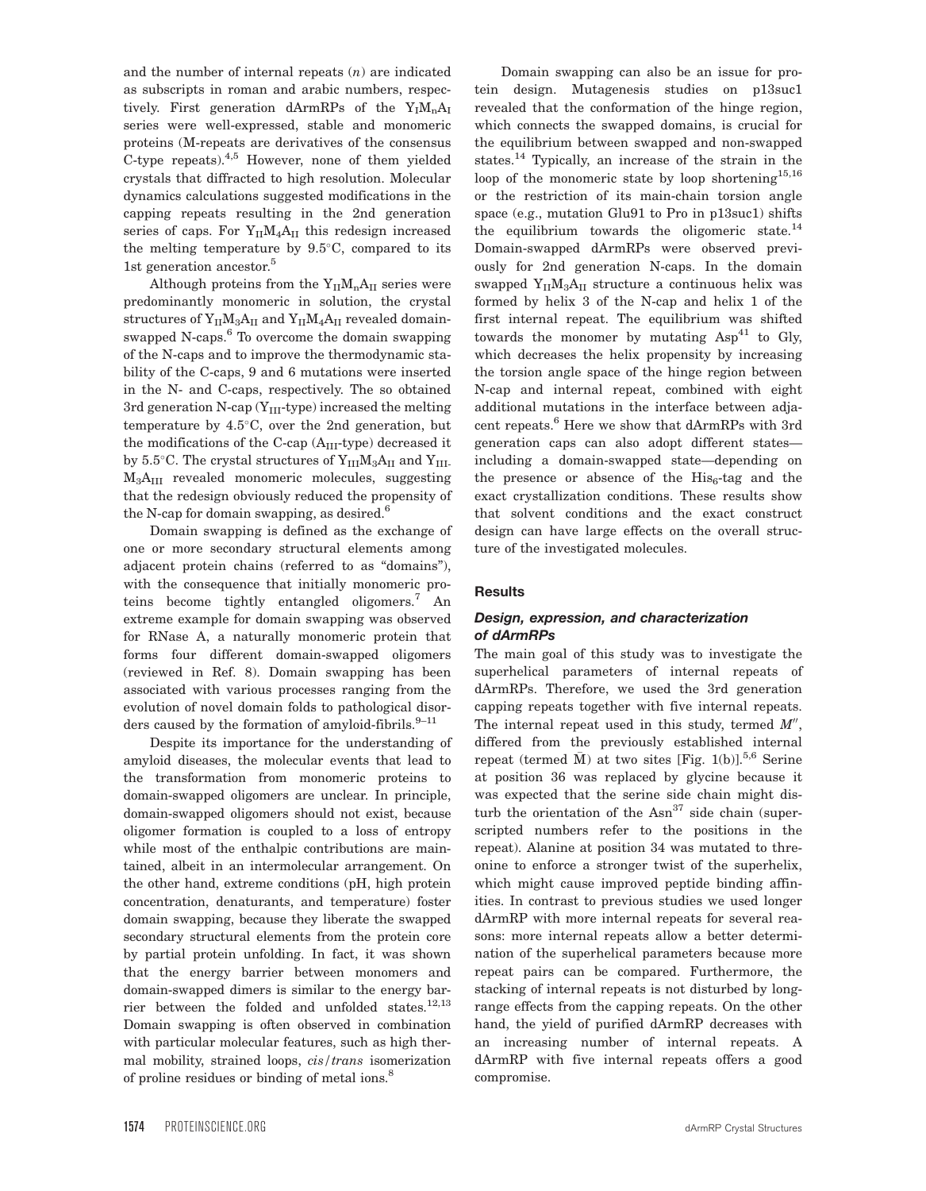and the number of internal repeats ($n$) are indicated as subscripts in roman and arabic numbers, respectively. First generation dArmRPs of the $Y_IM_nA_I$ series were well-expressed, stable and monomeric proteins (M-repeats are derivatives of the consensus C-type repeats).[4,5] However, none of them yielded crystals that diffracted to high resolution. Molecular dynamics calculations suggested modifications in the capping repeats resulting in the 2nd generation series of caps. For $Y_{II}M_4A_{II}$ this redesign increased the melting temperature by 9.5°C, compared to its 1st generation ancestor.[5]

Although proteins from the $Y_{II}M_nA_{II}$ series were predominantly monomeric in solution, the crystal structures of $Y_{II}M_3A_{II}$ and $Y_{II}M_4A_{II}$ revealed domain-swapped N-caps.[6] To overcome the domain swapping of the N-caps and to improve the thermodynamic stability of the C-caps, 9 and 6 mutations were inserted in the N- and C-caps, respectively. The so obtained 3rd generation N-cap ($Y_{III}$-type) increased the melting temperature by 4.5°C, over the 2nd generation, but the modifications of the C-cap ($A_{III}$-type) decreased it by 5.5°C. The crystal structures of $Y_{III}M_3A_{II}$ and $Y_{III}M_3A_{III}$ revealed monomeric molecules, suggesting that the redesign obviously reduced the propensity of the N-cap for domain swapping, as desired.[6]

Domain swapping is defined as the exchange of one or more secondary structural elements among adjacent protein chains (referred to as "domains"), with the consequence that initially monomeric proteins become tightly entangled oligomers.[7] An extreme example for domain swapping was observed for RNase A, a naturally monomeric protein that forms four different domain-swapped oligomers (reviewed in Ref. 8). Domain swapping has been associated with various processes ranging from the evolution of novel domain folds to pathological disorders caused by the formation of amyloid-fibrils.[9–11]

Despite its importance for the understanding of amyloid diseases, the molecular events that lead to the transformation from monomeric proteins to domain-swapped oligomers are unclear. In principle, domain-swapped oligomers should not exist, because oligomer formation is coupled to a loss of entropy while most of the enthalpic contributions are maintained, albeit in an intermolecular arrangement. On the other hand, extreme conditions (pH, high protein concentration, denaturants, and temperature) foster domain swapping, because they liberate the swapped secondary structural elements from the protein core by partial protein unfolding. In fact, it was shown that the energy barrier between monomers and domain-swapped dimers is similar to the energy barrier between the folded and unfolded states.[12,13] Domain swapping is often observed in combination with particular molecular features, such as high thermal mobility, strained loops, *cis*/*trans* isomerization of proline residues or binding of metal ions.[8]

Domain swapping can also be an issue for protein design. Mutagenesis studies on p13suc1 revealed that the conformation of the hinge region, which connects the swapped domains, is crucial for the equilibrium between swapped and non-swapped states.[14] Typically, an increase of the strain in the loop of the monomeric state by loop shortening[15,16] or the restriction of its main-chain torsion angle space (e.g., mutation Glu91 to Pro in p13suc1) shifts the equilibrium towards the oligomeric state.[14] Domain-swapped dArmRPs were observed previously for 2nd generation N-caps. In the domain swapped $Y_{II}M_3A_{II}$ structure a continuous helix was formed by helix 3 of the N-cap and helix 1 of the first internal repeat. The equilibrium was shifted towards the monomer by mutating $Asp^{41}$ to Gly, which decreases the helix propensity by increasing the torsion angle space of the hinge region between N-cap and internal repeat, combined with eight additional mutations in the interface between adjacent repeats.[6] Here we show that dArmRPs with 3rd generation caps can also adopt different states—including a domain-swapped state—depending on the presence or absence of the $His_6$-tag and the exact crystallization conditions. These results show that solvent conditions and the exact construct design can have large effects on the overall structure of the investigated molecules.

## Results

### Design, expression, and characterization of dArmRPs

The main goal of this study was to investigate the superhelical parameters of internal repeats of dArmRPs. Therefore, we used the 3rd generation capping repeats together with five internal repeats. The internal repeat used in this study, termed $M''$, differed from the previously established internal repeat (termed $\bar{M}$) at two sites [Fig. 1(b)].[5,6] Serine at position 36 was replaced by glycine because it was expected that the serine side chain might disturb the orientation of the $Asn^{37}$ side chain (superscripted numbers refer to the positions in the repeat). Alanine at position 34 was mutated to threonine to enforce a stronger twist of the superhelix, which might cause improved peptide binding affinities. In contrast to previous studies we used longer dArmRP with more internal repeats for several reasons: more internal repeats allow a better determination of the superhelical parameters because more repeat pairs can be compared. Furthermore, the stacking of internal repeats is not disturbed by long-range effects from the capping repeats. On the other hand, the yield of purified dArmRP decreases with an increasing number of internal repeats. A dArmRP with five internal repeats offers a good compromise.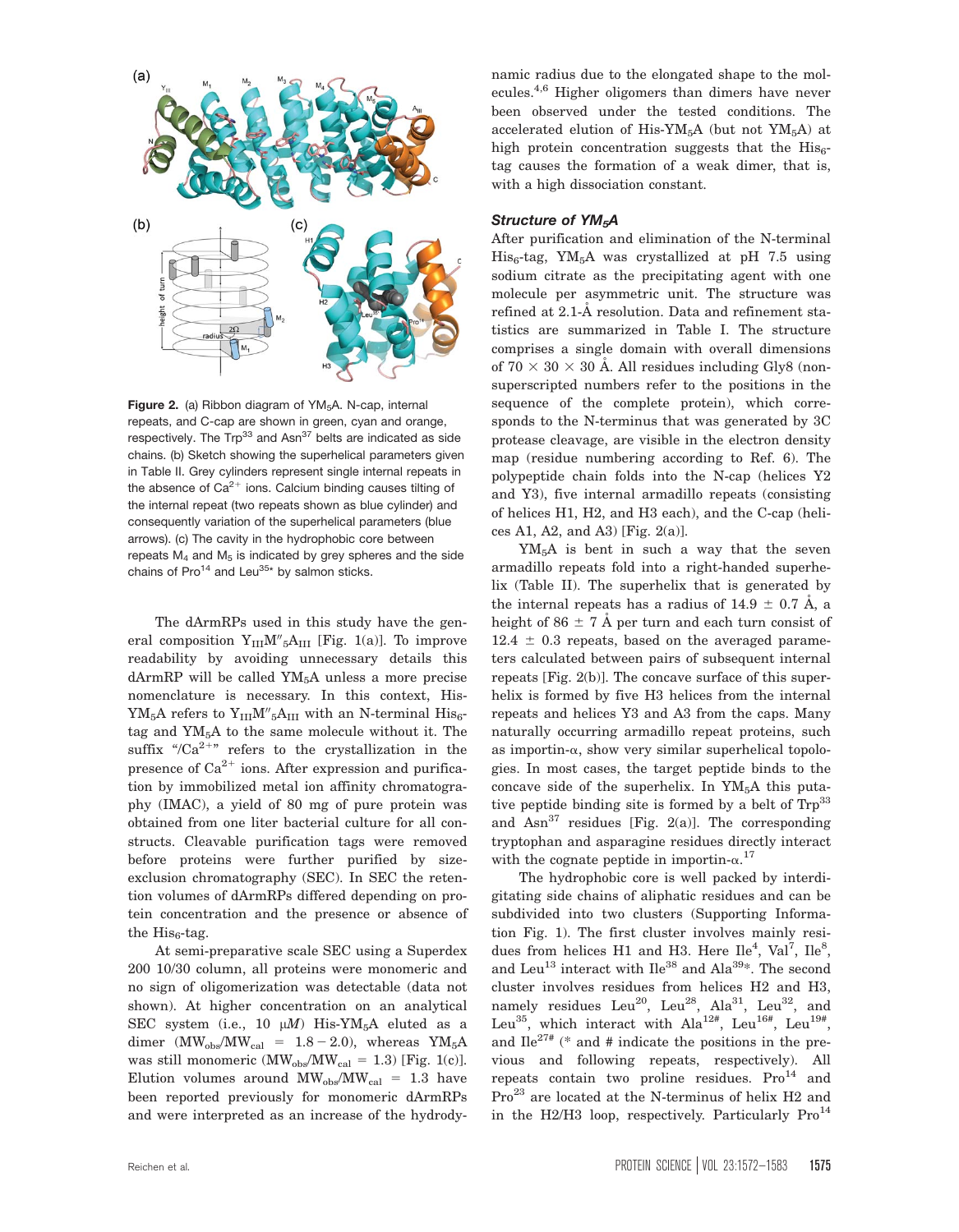**Figure 2.** (a) Ribbon diagram of $YM_5A$. N-cap, internal repeats, and C-cap are shown in green, cyan and orange, respectively. The $Trp^{33}$ and $Asn^{37}$ belts are indicated as side chains. (b) Sketch showing the superhelical parameters given in Table II. Grey cylinders represent single internal repeats in the absence of $Ca^{2+}$ ions. Calcium binding causes tilting of the internal repeat (two repeats shown as blue cylinder) and consequently variation of the superhelical parameters (blue arrows). (c) The cavity in the hydrophobic core between repeats $M_4$ and $M_5$ is indicated by grey spheres and the side chains of $Pro^{14}$ and $Leu^{35*}$ by salmon sticks.

The dArmRPs used in this study have the general composition $Y_{III}M''_5A_{III}$ [Fig. 1(a)]. To improve readability by avoiding unnecessary details this dArmRP will be called $YM_5A$ unless a more precise nomenclature is necessary. In this context, His-$YM_5A$ refers to $Y_{III}M''_5A_{III}$ with an N-terminal $His_6$-tag and $YM_5A$ to the same molecule without it. The suffix "/$Ca^{2+}$" refers to the crystallization in the presence of $Ca^{2+}$ ions. After expression and purification by immobilized metal ion affinity chromatography (IMAC), a yield of 80 mg of pure protein was obtained from one liter bacterial culture for all constructs. Cleavable purification tags were removed before proteins were further purified by size-exclusion chromatography (SEC). In SEC the retention volumes of dArmRPs differed depending on protein concentration and the presence or absence of the $His_6$-tag.

At semi-preparative scale SEC using a Superdex 200 10/30 column, all proteins were monomeric and no sign of oligomerization was detectable (data not shown). At higher concentration on an analytical SEC system (i.e., 10 μM) His-$YM_5A$ eluted as a dimer ($MW_{obs}/MW_{cal}$ = 1.8 − 2.0), whereas $YM_5A$ was still monomeric ($MW_{obs}/MW_{cal}$ = 1.3) [Fig. 1(c)]. Elution volumes around $MW_{obs}/MW_{cal}$ = 1.3 have been reported previously for monomeric dArmRPs and were interpreted as an increase of the hydrodynamic radius due to the elongated shape to the molecules.[4,6] Higher oligomers than dimers have never been observed under the tested conditions. The accelerated elution of His-$YM_5A$ (but not $YM_5A$) at high protein concentration suggests that the $His_6$-tag causes the formation of a weak dimer, that is, with a high dissociation constant.

### *Structure of $YM_5A$*

After purification and elimination of the N-terminal $His_6$-tag, $YM_5A$ was crystallized at pH 7.5 using sodium citrate as the precipitating agent with one molecule per asymmetric unit. The structure was refined at 2.1-Å resolution. Data and refinement statistics are summarized in Table I. The structure comprises a single domain with overall dimensions of 70 × 30 × 30 Å. All residues including Gly8 (non-superscripted numbers refer to the positions in the sequence of the complete protein), which corresponds to the N-terminus that was generated by 3C protease cleavage, are visible in the electron density map (residue numbering according to Ref. 6). The polypeptide chain folds into the N-cap (helices Y2 and Y3), five internal armadillo repeats (consisting of helices H1, H2, and H3 each), and the C-cap (helices A1, A2, and A3) [Fig. 2(a)].

$YM_5A$ is bent in such a way that the seven armadillo repeats fold into a right-handed superhelix (Table II). The superhelix that is generated by the internal repeats has a radius of 14.9 ± 0.7 Å, a height of 86 ± 7 Å per turn and each turn consist of 12.4 ± 0.3 repeats, based on the averaged parameters calculated between pairs of subsequent internal repeats [Fig. 2(b)]. The concave surface of this superhelix is formed by five H3 helices from the internal repeats and helices Y3 and A3 from the caps. Many naturally occurring armadillo repeat proteins, such as importin-α, show very similar superhelical topologies. In most cases, the target peptide binds to the concave side of the superhelix. In $YM_5A$ this putative peptide binding site is formed by a belt of $Trp^{33}$ and $Asn^{37}$ residues [Fig. 2(a)]. The corresponding tryptophan and asparagine residues directly interact with the cognate peptide in importin-α.[17]

The hydrophobic core is well packed by interdigitating side chains of aliphatic residues and can be subdivided into two clusters (Supporting Information Fig. 1). The first cluster involves mainly residues from helices H1 and H3. Here $Ile^4$, $Val^7$, $Ile^8$, and $Leu^{13}$ interact with $Ile^{38}$ and $Ala^{39*}$. The second cluster involves residues from helices H2 and H3, namely residues $Leu^{20}$, $Leu^{28}$, $Ala^{31}$, $Leu^{32}$, and $Leu^{35}$, which interact with $Ala^{12\#}$, $Leu^{16\#}$, $Leu^{19\#}$, and $Ile^{27\#}$ (* and # indicate the positions in the previous and following repeats, respectively). All repeats contain two proline residues. $Pro^{14}$ and $Pro^{23}$ are located at the N-terminus of helix H2 and in the H2/H3 loop, respectively. Particularly $Pro^{14}$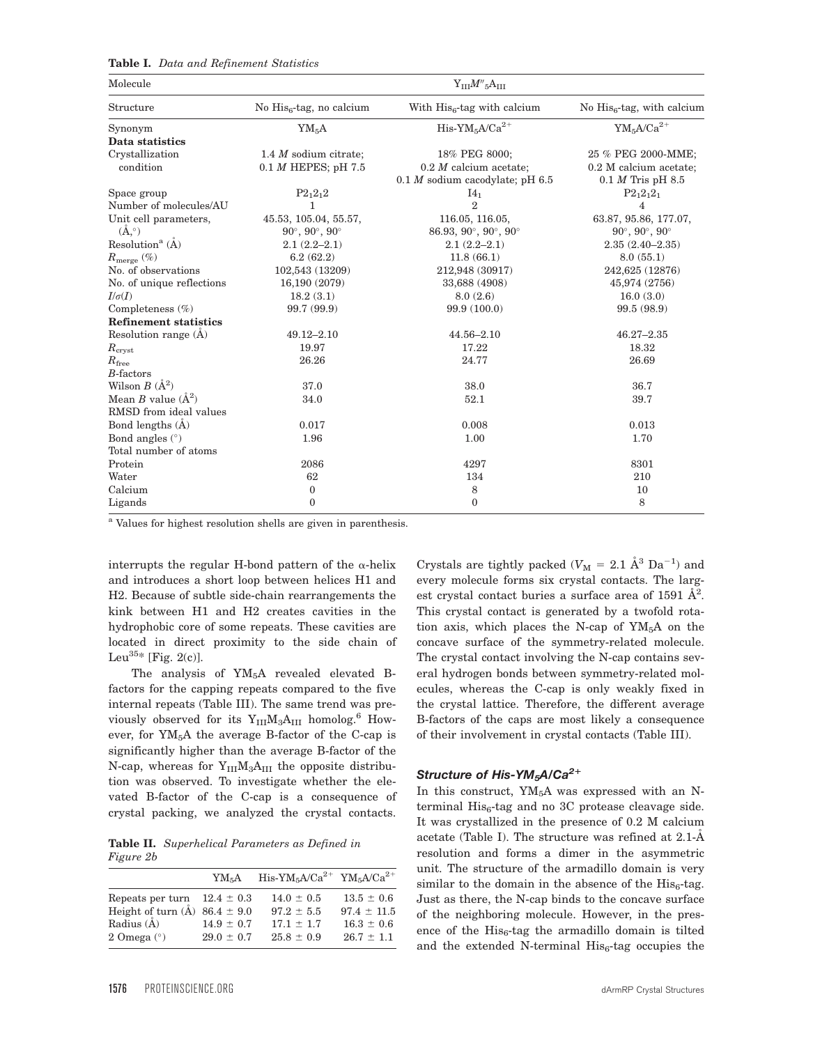**Table I.** *Data and Refinement Statistics*

| Molecule | $Y_{III}M''_5A_{III}$ | | |
|---|---|---|---|
| Structure | No $His_6$-tag, no calcium | With $His_6$-tag with calcium | No $His_6$-tag, with calcium |
| Synonym | $YM_5A$ | His-$YM_5A/Ca^{2+}$ | $YM_5A/Ca^{2+}$ |
| **Data statistics** | | | |
| Crystallization condition | 1.4 *M* sodium citrate; 0.1 *M* HEPES; pH 7.5 | 18% PEG 8000; 0.2 *M* calcium acetate; 0.1 *M* sodium cacodylate; pH 6.5 | 25 % PEG 2000-MME; 0.2 M calcium acetate; 0.1 *M* Tris pH 8.5 |
| Space group | $P2_12_12$ | $I4_1$ | $P2_12_12_1$ |
| Number of molecules/AU | 1 | 2 | 4 |
| Unit cell parameters, (Å,°) | 45.53, 105.04, 55.57, 90°, 90°, 90° | 116.05, 116.05, 86.93, 90°, 90°, 90° | 63.87, 95.86, 177.07, 90°, 90°, 90° |
| Resolution[a] (Å) | 2.1 (2.2–2.1) | 2.1 (2.2–2.1) | 2.35 (2.40–2.35) |
| $R_{merge}$ (%) | 6.2 (62.2) | 11.8 (66.1) | 8.0 (55.1) |
| No. of observations | 102,543 (13209) | 212,948 (30917) | 242,625 (12876) |
| No. of unique reflections | 16,190 (2079) | 33,688 (4908) | 45,974 (2756) |
| $I/\sigma(I)$ | 18.2 (3.1) | 8.0 (2.6) | 16.0 (3.0) |
| Completeness (%) | 99.7 (99.9) | 99.9 (100.0) | 99.5 (98.9) |
| **Refinement statistics** | | | |
| Resolution range (Å) | 49.12–2.10 | 44.56–2.10 | 46.27–2.35 |
| $R_{cryst}$ | 19.97 | 17.22 | 18.32 |
| $R_{free}$ | 26.26 | 24.77 | 26.69 |
| *B*-factors | | | |
| Wilson *B* (Å$^2$) | 37.0 | 38.0 | 36.7 |
| Mean *B* value (Å$^2$) | 34.0 | 52.1 | 39.7 |
| RMSD from ideal values | | | |
| Bond lengths (Å) | 0.017 | 0.008 | 0.013 |
| Bond angles (°) | 1.96 | 1.00 | 1.70 |
| Total number of atoms | | | |
| Protein | 2086 | 4297 | 8301 |
| Water | 62 | 134 | 210 |
| Calcium | 0 | 8 | 10 |
| Ligands | 0 | 0 | 8 |

[a] Values for highest resolution shells are given in parenthesis.

interrupts the regular H-bond pattern of the α-helix and introduces a short loop between helices H1 and H2. Because of subtle side-chain rearrangements the kink between H1 and H2 creates cavities in the hydrophobic core of some repeats. These cavities are located in direct proximity to the side chain of Leu$^{35*}$ [Fig. 2(c)].

The analysis of $YM_5A$ revealed elevated B-factors for the capping repeats compared to the five internal repeats (Table III). The same trend was previously observed for its $Y_{III}M_3A_{III}$ homolog.[6] However, for $YM_5A$ the average B-factor of the C-cap is significantly higher than the average B-factor of the N-cap, whereas for $Y_{III}M_3A_{III}$ the opposite distribution was observed. To investigate whether the elevated B-factor of the C-cap is a consequence of crystal packing, we analyzed the crystal contacts.

**Table II.** *Superhelical Parameters as Defined in Figure 2b*

| | $YM_5A$ | His-$YM_5A/Ca^{2+}$ | $YM_5A/Ca^{2+}$ |
|---|---|---|---|
| Repeats per turn | 12.4 ± 0.3 | 14.0 ± 0.5 | 13.5 ± 0.6 |
| Height of turn (Å) | 86.4 ± 9.0 | 97.2 ± 5.5 | 97.4 ± 11.5 |
| Radius (Å) | 14.9 ± 0.7 | 17.1 ± 1.7 | 16.3 ± 0.6 |
| 2 Omega (°) | 29.0 ± 0.7 | 25.8 ± 0.9 | 26.7 ± 1.1 |

Crystals are tightly packed ($V_M$ = 2.1 Å$^3$ Da$^{-1}$) and every molecule forms six crystal contacts. The largest crystal contact buries a surface area of 1591 Å$^2$. This crystal contact is generated by a twofold rotation axis, which places the N-cap of $YM_5A$ on the concave surface of the symmetry-related molecule. The crystal contact involving the N-cap contains several hydrogen bonds between symmetry-related molecules, whereas the C-cap is only weakly fixed in the crystal lattice. Therefore, the different average B-factors of the caps are most likely a consequence of their involvement in crystal contacts (Table III).

### Structure of His-$YM_5A/Ca^{2+}$

In this construct, $YM_5A$ was expressed with an N-terminal $His_6$-tag and no 3C protease cleavage side. It was crystallized in the presence of 0.2 M calcium acetate (Table I). The structure was refined at 2.1-Å resolution and forms a dimer in the asymmetric unit. The structure of the armadillo domain is very similar to the domain in the absence of the $His_6$-tag. Just as there, the N-cap binds to the concave surface of the neighboring molecule. However, in the presence of the $His_6$-tag the armadillo domain is tilted and the extended N-terminal $His_6$-tag occupies the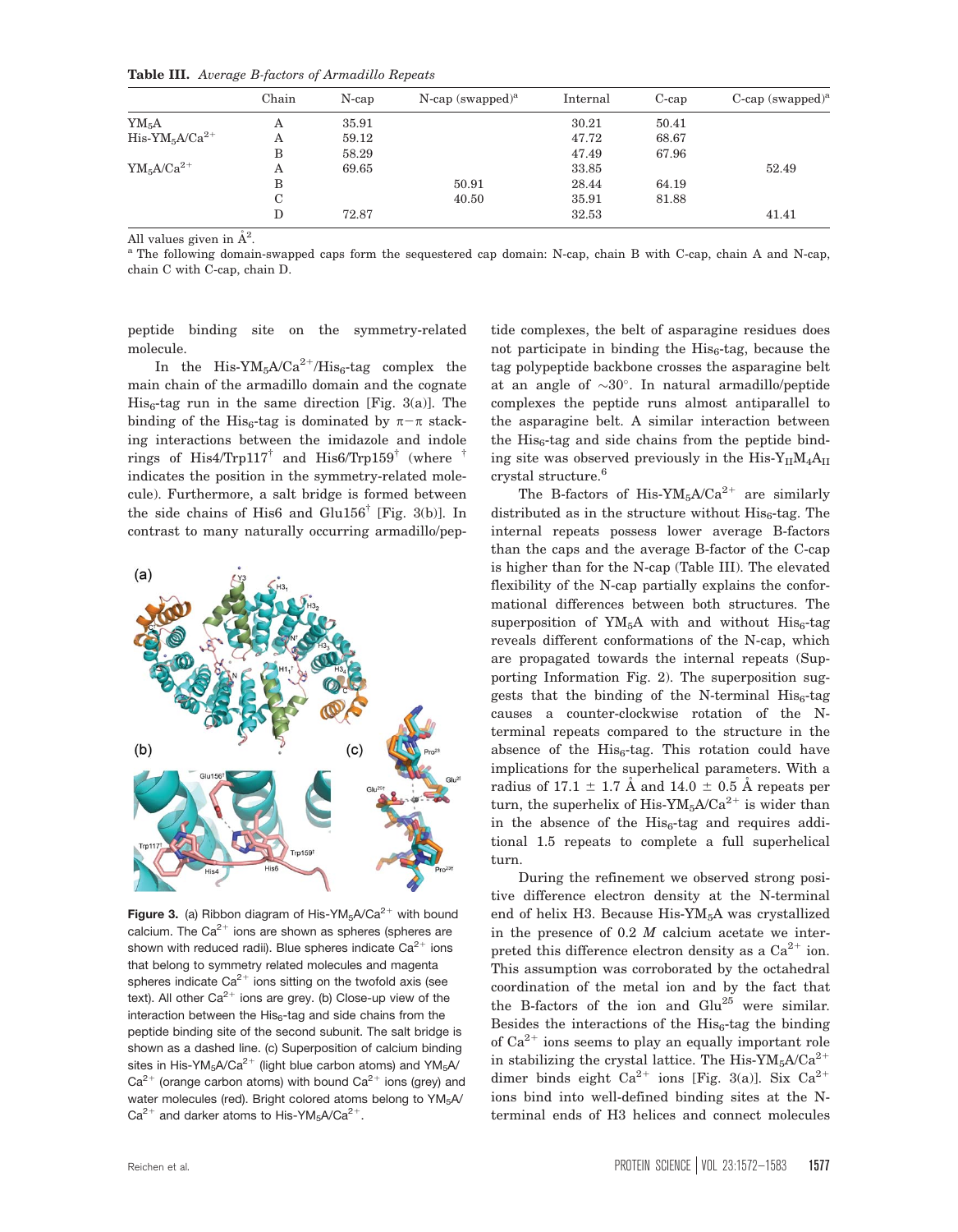**Table III.** *Average B-factors of Armadillo Repeats*

| | Chain | N-cap | N-cap (swapped)[a] | Internal | C-cap | C-cap (swapped)[a] |
|---|---|---|---|---|---|---|
| $YM_5A$ | A | 35.91 | | 30.21 | 50.41 | |
| His-$YM_5A/Ca^{2+}$ | A | 59.12 | | 47.72 | 68.67 | |
| | B | 58.29 | | 47.49 | 67.96 | |
| $YM_5A/Ca^{2+}$ | A | 69.65 | | 33.85 | | 52.49 |
| | B | | 50.91 | 28.44 | 64.19 | |
| | C | | 40.50 | 35.91 | 81.88 | |
| | D | 72.87 | | 32.53 | | 41.41 |

All values given in Å$^2$.

[a] The following domain-swapped caps form the sequestered cap domain: N-cap, chain B with C-cap, chain A and N-cap, chain C with C-cap, chain D.

peptide binding site on the symmetry-related molecule.

In the His-$YM_5A/Ca^{2+}$/$His_6$-tag complex the main chain of the armadillo domain and the cognate $His_6$-tag run in the same direction [Fig. 3(a)]. The binding of the $His_6$-tag is dominated by π−π stacking interactions between the imidazole and indole rings of His4/Trp117$^{\dagger}$ and His6/Trp159$^{\dagger}$ (where $^{\dagger}$ indicates the position in the symmetry-related molecule). Furthermore, a salt bridge is formed between the side chains of His6 and Glu156$^{\dagger}$ [Fig. 3(b)]. In contrast to many naturally occurring armadillo/peptide complexes, the belt of asparagine residues does not participate in binding the $His_6$-tag, because the tag polypeptide backbone crosses the asparagine belt at an angle of ~30°. In natural armadillo/peptide complexes the peptide runs almost antiparallel to the asparagine belt. A similar interaction between the $His_6$-tag and side chains from the peptide binding site was observed previously in the His-$Y_{II}M_4A_{II}$ crystal structure.[6]

**Figure 3.** (a) Ribbon diagram of His-$YM_5A/Ca^{2+}$ with bound calcium. The $Ca^{2+}$ ions are shown as spheres (spheres are shown with reduced radii). Blue spheres indicate $Ca^{2+}$ ions that belong to symmetry related molecules and magenta spheres indicate $Ca^{2+}$ ions sitting on the twofold axis (see text). All other $Ca^{2+}$ ions are grey. (b) Close-up view of the interaction between the $His_6$-tag and side chains from the peptide binding site of the second subunit. The salt bridge is shown as a dashed line. (c) Superposition of calcium binding sites in His-$YM_5A/Ca^{2+}$ (light blue carbon atoms) and $YM_5A/Ca^{2+}$ (orange carbon atoms) with bound $Ca^{2+}$ ions (grey) and water molecules (red). Bright colored atoms belong to $YM_5A/Ca^{2+}$ and darker atoms to His-$YM_5A/Ca^{2+}$.

The B-factors of His-$YM_5A/Ca^{2+}$ are similarly distributed as in the structure without $His_6$-tag. The internal repeats possess lower average B-factors than the caps and the average B-factor of the C-cap is higher than for the N-cap (Table III). The elevated flexibility of the N-cap partially explains the conformational differences between both structures. The superposition of $YM_5A$ with and without $His_6$-tag reveals different conformations of the N-cap, which are propagated towards the internal repeats (Supporting Information Fig. 2). The superposition suggests that the binding of the N-terminal $His_6$-tag causes a counter-clockwise rotation of the N-terminal repeats compared to the structure in the absence of the $His_6$-tag. This rotation could have implications for the superhelical parameters. With a radius of 17.1 ± 1.7 Å and 14.0 ± 0.5 Å repeats per turn, the superhelix of His-$YM_5A/Ca^{2+}$ is wider than in the absence of the $His_6$-tag and requires additional 1.5 repeats to complete a full superhelical turn.

During the refinement we observed strong positive difference electron density at the N-terminal end of helix H3. Because His-$YM_5A$ was crystallized in the presence of 0.2 *M* calcium acetate we interpreted this difference electron density as a $Ca^{2+}$ ion. This assumption was corroborated by the octahedral coordination of the metal ion and by the fact that the B-factors of the ion and Glu$^{25}$ were similar. Besides the interactions of the $His_6$-tag the binding of $Ca^{2+}$ ions seems to play an equally important role in stabilizing the crystal lattice. The His-$YM_5A/Ca^{2+}$ dimer binds eight $Ca^{2+}$ ions [Fig. 3(a)]. Six $Ca^{2+}$ ions bind into well-defined binding sites at the N-terminal ends of H3 helices and connect molecules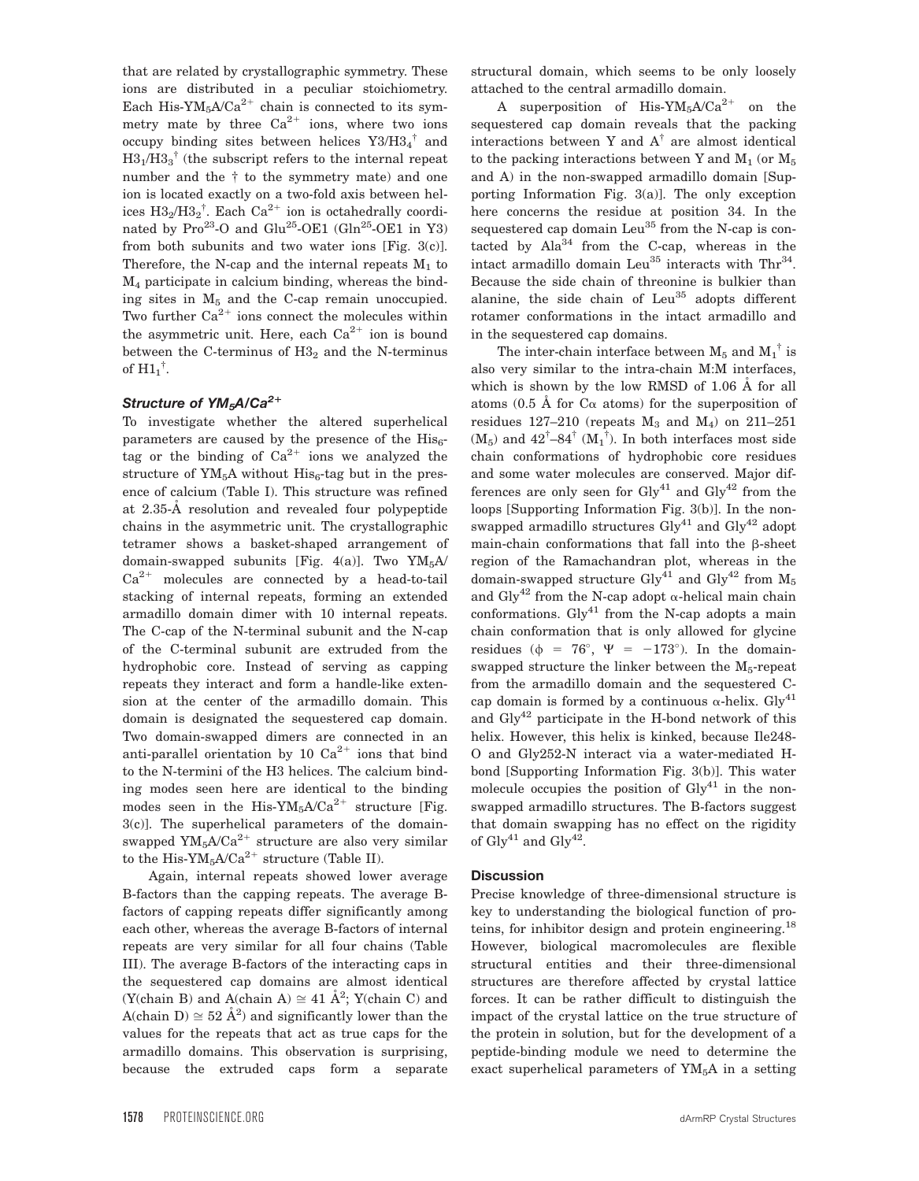that are related by crystallographic symmetry. These ions are distributed in a peculiar stoichiometry. Each His-$YM_5A/Ca^{2+}$ chain is connected to its symmetry mate by three $Ca^{2+}$ ions, where two ions occupy binding sites between helices $Y3/H3_4{}^{\dagger}$ and $H3_1/H3_3{}^{\dagger}$ (the subscript refers to the internal repeat number and the † to the symmetry mate) and one ion is located exactly on a two-fold axis between helices $H3_2/H3_2{}^{\dagger}$. Each $Ca^{2+}$ ion is octahedrally coordinated by $Pro^{23}$-O and $Glu^{25}$-OE1 ($Gln^{25}$-OE1 in Y3) from both subunits and two water ions [Fig. 3(c)]. Therefore, the N-cap and the internal repeats $M_1$ to $M_4$ participate in calcium binding, whereas the binding sites in $M_5$ and the C-cap remain unoccupied. Two further $Ca^{2+}$ ions connect the molecules within the asymmetric unit. Here, each $Ca^{2+}$ ion is bound between the C-terminus of $H3_2$ and the N-terminus of $H1_1{}^{\dagger}$.

### *Structure of $YM_5A/Ca^{2+}$*

To investigate whether the altered superhelical parameters are caused by the presence of the $His_6$-tag or the binding of $Ca^{2+}$ ions we analyzed the structure of $YM_5A$ without $His_6$-tag but in the presence of calcium (Table I). This structure was refined at 2.35-Å resolution and revealed four polypeptide chains in the asymmetric unit. The crystallographic tetramer shows a basket-shaped arrangement of domain-swapped subunits [Fig. 4(a)]. Two $YM_5A/Ca^{2+}$ molecules are connected by a head-to-tail stacking of internal repeats, forming an extended armadillo domain dimer with 10 internal repeats. The C-cap of the N-terminal subunit and the N-cap of the C-terminal subunit are extruded from the hydrophobic core. Instead of serving as capping repeats they interact and form a handle-like extension at the center of the armadillo domain. This domain is designated the sequestered cap domain. Two domain-swapped dimers are connected in an anti-parallel orientation by 10 $Ca^{2+}$ ions that bind to the N-termini of the H3 helices. The calcium binding modes seen here are identical to the binding modes seen in the His-$YM_5A/Ca^{2+}$ structure [Fig. 3(c)]. The superhelical parameters of the domain-swapped $YM_5A/Ca^{2+}$ structure are also very similar to the His-$YM_5A/Ca^{2+}$ structure (Table II).

Again, internal repeats showed lower average B-factors than the capping repeats. The average B-factors of capping repeats differ significantly among each other, whereas the average B-factors of internal repeats are very similar for all four chains (Table III). The average B-factors of the interacting caps in the sequestered cap domains are almost identical (Y(chain B) and A(chain A) ≅ 41 Å$^2$; Y(chain C) and A(chain D) ≅ 52 Å$^2$) and significantly lower than the values for the repeats that act as true caps for the armadillo domains. This observation is surprising, because the extruded caps form a separate structural domain, which seems to be only loosely attached to the central armadillo domain.

A superposition of His-$YM_5A/Ca^{2+}$ on the sequestered cap domain reveals that the packing interactions between Y and $A^{\dagger}$ are almost identical to the packing interactions between Y and $M_1$ (or $M_5$ and A) in the non-swapped armadillo domain [Supporting Information Fig. 3(a)]. The only exception here concerns the residue at position 34. In the sequestered cap domain $Leu^{35}$ from the N-cap is contacted by $Ala^{34}$ from the C-cap, whereas in the intact armadillo domain $Leu^{35}$ interacts with $Thr^{34}$. Because the side chain of threonine is bulkier than alanine, the side chain of $Leu^{35}$ adopts different rotamer conformations in the intact armadillo and in the sequestered cap domains.

The inter-chain interface between $M_5$ and $M_1{}^{\dagger}$ is also very similar to the intra-chain M:M interfaces, which is shown by the low RMSD of 1.06 Å for all atoms (0.5 Å for Cα atoms) for the superposition of residues 127–210 (repeats $M_3$ and $M_4$) on 211–251 ($M_5$) and $42^{\dagger}$–$84^{\dagger}$ ($M_1{}^{\dagger}$). In both interfaces most side chain conformations of hydrophobic core residues and some water molecules are conserved. Major differences are only seen for $Gly^{41}$ and $Gly^{42}$ from the loops [Supporting Information Fig. 3(b)]. In the non-swapped armadillo structures $Gly^{41}$ and $Gly^{42}$ adopt main-chain conformations that fall into the β-sheet region of the Ramachandran plot, whereas in the domain-swapped structure $Gly^{41}$ and $Gly^{42}$ from $M_5$ and $Gly^{42}$ from the N-cap adopt α-helical main chain conformations. $Gly^{41}$ from the N-cap adopts a main chain conformation that is only allowed for glycine residues ($\phi$ = 76°, $\Psi$ = −173°). In the domain-swapped structure the linker between the $M_5$-repeat from the armadillo domain and the sequestered C-cap domain is formed by a continuous α-helix. $Gly^{41}$ and $Gly^{42}$ participate in the H-bond network of this helix. However, this helix is kinked, because Ile248-O and Gly252-N interact via a water-mediated H-bond [Supporting Information Fig. 3(b)]. This water molecule occupies the position of $Gly^{41}$ in the non-swapped armadillo structures. The B-factors suggest that domain swapping has no effect on the rigidity of $Gly^{41}$ and $Gly^{42}$.

## Discussion

Precise knowledge of three-dimensional structure is key to understanding the biological function of proteins, for inhibitor design and protein engineering.[18] However, biological macromolecules are flexible structural entities and their three-dimensional structures are therefore affected by crystal lattice forces. It can be rather difficult to distinguish the impact of the crystal lattice on the true structure of the protein in solution, but for the development of a peptide-binding module we need to determine the exact superhelical parameters of $YM_5A$ in a setting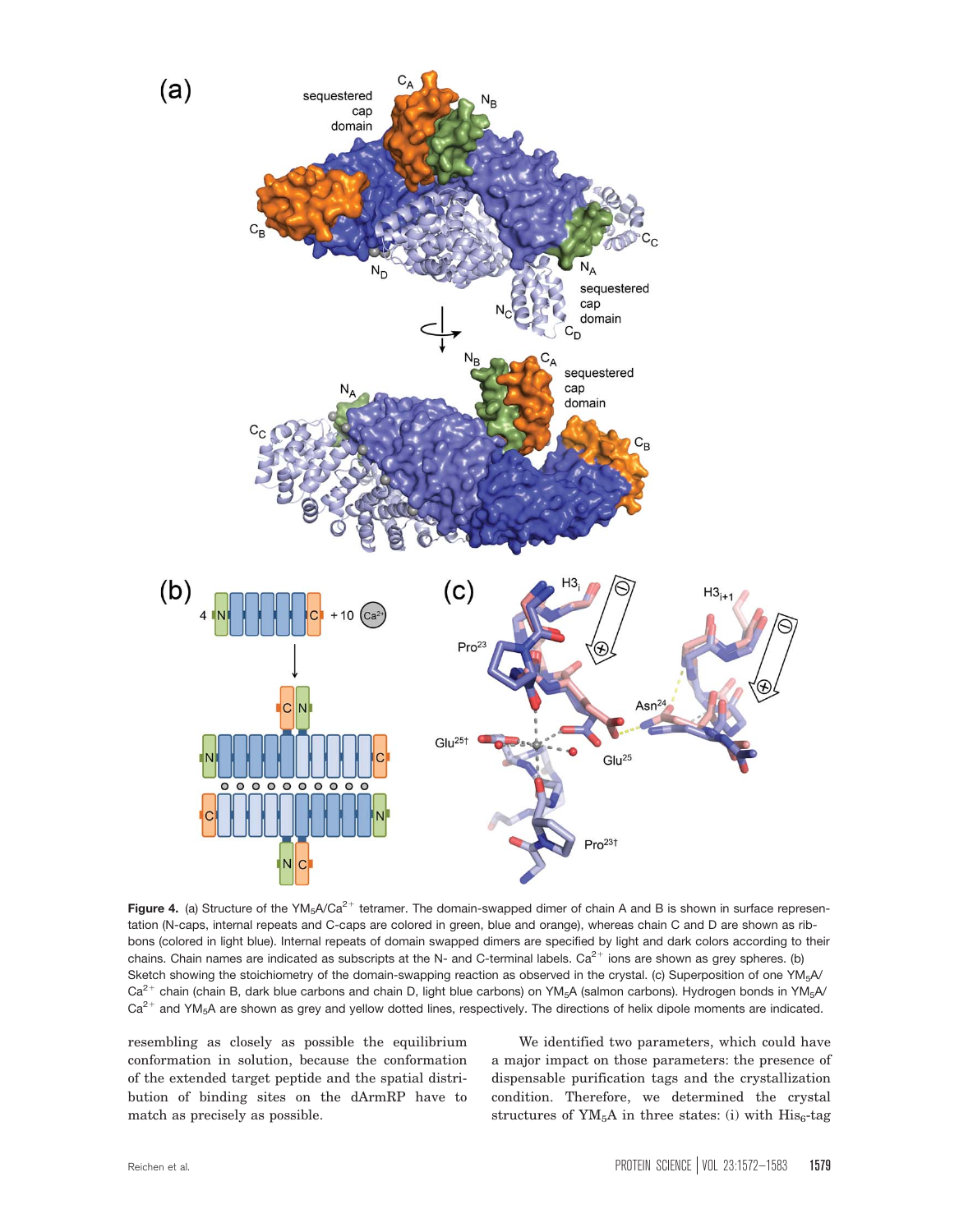Figure 4. (a) Structure of the $YM_5A/Ca^{2+}$ tetramer. The domain-swapped dimer of chain A and B is shown in surface representation (N-caps, internal repeats and C-caps are colored in green, blue and orange), whereas chain C and D are shown as ribbons (colored in light blue). Internal repeats of domain swapped dimers are specified by light and dark colors according to their chains. Chain names are indicated as subscripts at the N- and C-terminal labels. $Ca^{2+}$ ions are shown as grey spheres. (b) Sketch showing the stoichiometry of the domain-swapping reaction as observed in the crystal. (c) Superposition of one $YM_5A/Ca^{2+}$ chain (chain B, dark blue carbons and chain D, light blue carbons) on $YM_5A$ (salmon carbons). Hydrogen bonds in $YM_5A/Ca^{2+}$ and $YM_5A$ are shown as grey and yellow dotted lines, respectively. The directions of helix dipole moments are indicated.

resembling as closely as possible the equilibrium conformation in solution, because the conformation of the extended target peptide and the spatial distribution of binding sites on the dArmRP have to match as precisely as possible.

We identified two parameters, which could have a major impact on those parameters: the presence of dispensable purification tags and the crystallization condition. Therefore, we determined the crystal structures of $YM_5A$ in three states: (i) with $His_6$-tag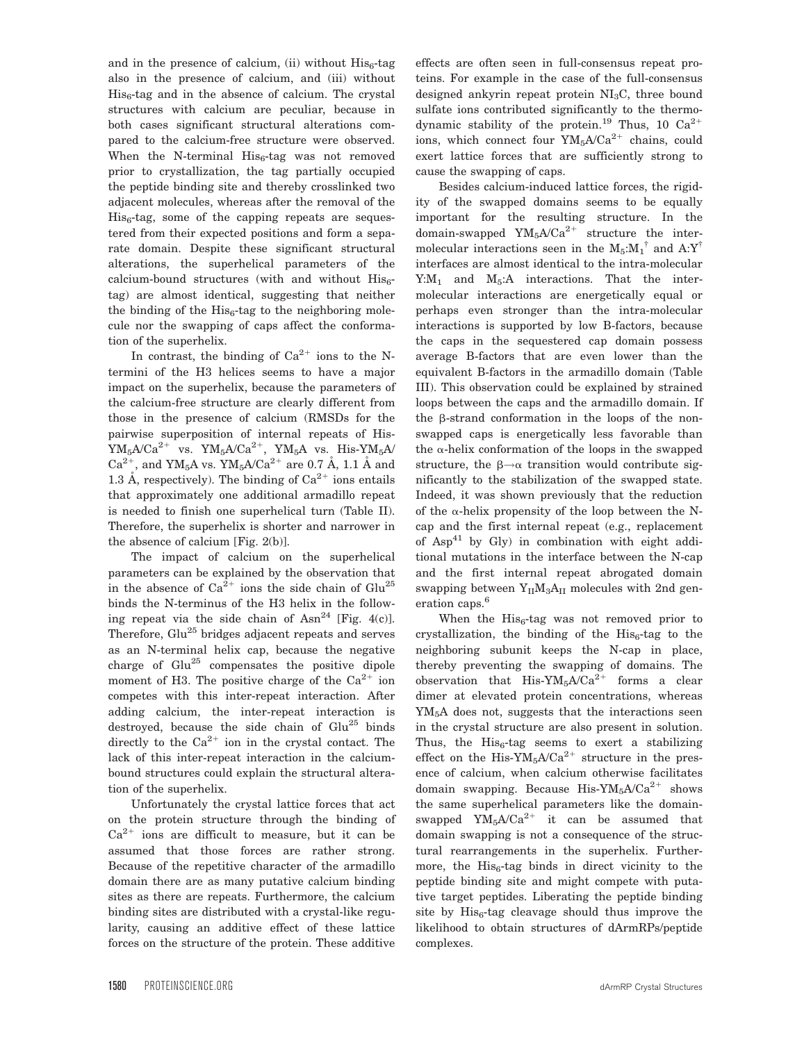and in the presence of calcium, (ii) without $His_6$-tag also in the presence of calcium, and (iii) without $His_6$-tag and in the absence of calcium. The crystal structures with calcium are peculiar, because in both cases significant structural alterations compared to the calcium-free structure were observed. When the N-terminal $His_6$-tag was not removed prior to crystallization, the tag partially occupied the peptide binding site and thereby crosslinked two adjacent molecules, whereas after the removal of the $His_6$-tag, some of the capping repeats are sequestered from their expected positions and form a separate domain. Despite these significant structural alterations, the superhelical parameters of the calcium-bound structures (with and without $His_6$-tag) are almost identical, suggesting that neither the binding of the $His_6$-tag to the neighboring molecule nor the swapping of caps affect the conformation of the superhelix.

In contrast, the binding of $Ca^{2+}$ ions to the N-termini of the H3 helices seems to have a major impact on the superhelix, because the parameters of the calcium-free structure are clearly different from those in the presence of calcium (RMSDs for the pairwise superposition of internal repeats of His-$YM_5A/Ca^{2+}$ vs. $YM_5A/Ca^{2+}$, $YM_5A$ vs. His-$YM_5A/Ca^{2+}$, and $YM_5A$ vs. $YM_5A/Ca^{2+}$ are 0.7 Å, 1.1 Å and 1.3 Å, respectively). The binding of $Ca^{2+}$ ions entails that approximately one additional armadillo repeat is needed to finish one superhelical turn (Table II). Therefore, the superhelix is shorter and narrower in the absence of calcium [Fig. 2(b)].

The impact of calcium on the superhelical parameters can be explained by the observation that in the absence of $Ca^{2+}$ ions the side chain of $Glu^{25}$ binds the N-terminus of the H3 helix in the following repeat via the side chain of $Asn^{24}$ [Fig. 4(c)]. Therefore, $Glu^{25}$ bridges adjacent repeats and serves as an N-terminal helix cap, because the negative charge of $Glu^{25}$ compensates the positive dipole moment of H3. The positive charge of the $Ca^{2+}$ ion competes with this inter-repeat interaction. After adding calcium, the inter-repeat interaction is destroyed, because the side chain of $Glu^{25}$ binds directly to the $Ca^{2+}$ ion in the crystal contact. The lack of this inter-repeat interaction in the calcium-bound structures could explain the structural alteration of the superhelix.

Unfortunately the crystal lattice forces that act on the protein structure through the binding of $Ca^{2+}$ ions are difficult to measure, but it can be assumed that those forces are rather strong. Because of the repetitive character of the armadillo domain there are as many putative calcium binding sites as there are repeats. Furthermore, the calcium binding sites are distributed with a crystal-like regularity, causing an additive effect of these lattice forces on the structure of the protein. These additive effects are often seen in full-consensus repeat proteins. For example in the case of the full-consensus designed ankyrin repeat protein $NI_3C$, three bound sulfate ions contributed significantly to the thermodynamic stability of the protein.[19] Thus, 10 $Ca^{2+}$ ions, which connect four $YM_5A/Ca^{2+}$ chains, could exert lattice forces that are sufficiently strong to cause the swapping of caps.

Besides calcium-induced lattice forces, the rigidity of the swapped domains seems to be equally important for the resulting structure. In the domain-swapped $YM_5A/Ca^{2+}$ structure the intermolecular interactions seen in the $M_5$:$M_1^{\dagger}$ and A:$Y^{\dagger}$ interfaces are almost identical to the intra-molecular Y:$M_1$ and $M_5$:A interactions. That the intermolecular interactions are energetically equal or perhaps even stronger than the intra-molecular interactions is supported by low B-factors, because the caps in the sequestered cap domain possess average B-factors that are even lower than the equivalent B-factors in the armadillo domain (Table III). This observation could be explained by strained loops between the caps and the armadillo domain. If the β-strand conformation in the loops of the non-swapped caps is energetically less favorable than the α-helix conformation of the loops in the swapped structure, the β→α transition would contribute significantly to the stabilization of the swapped state. Indeed, it was shown previously that the reduction of the α-helix propensity of the loop between the N-cap and the first internal repeat (e.g., replacement of $Asp^{41}$ by Gly) in combination with eight additional mutations in the interface between the N-cap and the first internal repeat abrogated domain swapping between $Y_{II}M_3A_{II}$ molecules with 2nd generation caps.[6]

When the $His_6$-tag was not removed prior to crystallization, the binding of the $His_6$-tag to the neighboring subunit keeps the N-cap in place, thereby preventing the swapping of domains. The observation that His-$YM_5A/Ca^{2+}$ forms a clear dimer at elevated protein concentrations, whereas $YM_5A$ does not, suggests that the interactions seen in the crystal structure are also present in solution. Thus, the $His_6$-tag seems to exert a stabilizing effect on the His-$YM_5A/Ca^{2+}$ structure in the presence of calcium, when calcium otherwise facilitates domain swapping. Because His-$YM_5A/Ca^{2+}$ shows the same superhelical parameters like the domain-swapped $YM_5A/Ca^{2+}$ it can be assumed that domain swapping is not a consequence of the structural rearrangements in the superhelix. Furthermore, the $His_6$-tag binds in direct vicinity to the peptide binding site and might compete with putative target peptides. Liberating the peptide binding site by $His_6$-tag cleavage should thus improve the likelihood to obtain structures of dArmRPs/peptide complexes.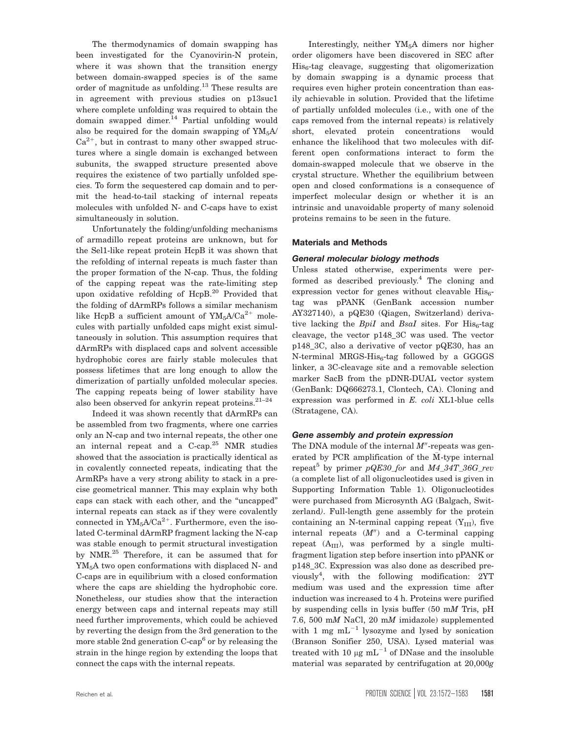The thermodynamics of domain swapping has been investigated for the Cyanovirin-N protein, where it was shown that the transition energy between domain-swapped species is of the same order of magnitude as unfolding.[13] These results are in agreement with previous studies on p13suc1 where complete unfolding was required to obtain the domain swapped dimer.[14] Partial unfolding would also be required for the domain swapping of $YM_5A/Ca^{2+}$, but in contrast to many other swapped structures where a single domain is exchanged between subunits, the swapped structure presented above requires the existence of two partially unfolded species. To form the sequestered cap domain and to permit the head-to-tail stacking of internal repeats molecules with unfolded N- and C-caps have to exist simultaneously in solution.

Unfortunately the folding/unfolding mechanisms of armadillo repeat proteins are unknown, but for the Sel1-like repeat protein HcpB it was shown that the refolding of internal repeats is much faster than the proper formation of the N-cap. Thus, the folding of the capping repeat was the rate-limiting step upon oxidative refolding of HcpB.[20] Provided that the folding of dArmRPs follows a similar mechanism like HcpB a sufficient amount of $YM_5A/Ca^{2+}$ molecules with partially unfolded caps might exist simultaneously in solution. This assumption requires that dArmRPs with displaced caps and solvent accessible hydrophobic cores are fairly stable molecules that possess lifetimes that are long enough to allow the dimerization of partially unfolded molecular species. The capping repeats being of lower stability have also been observed for ankyrin repeat proteins.[21–24]

Indeed it was shown recently that dArmRPs can be assembled from two fragments, where one carries only an N-cap and two internal repeats, the other one an internal repeat and a C-cap.[25] NMR studies showed that the association is practically identical as in covalently connected repeats, indicating that the ArmRPs have a very strong ability to stack in a precise geometrical manner. This may explain why both caps can stack with each other, and the "uncapped" internal repeats can stack as if they were covalently connected in $YM_5A/Ca^{2+}$. Furthermore, even the isolated C-terminal dArmRP fragment lacking the N-cap was stable enough to permit structural investigation by NMR.[25] Therefore, it can be assumed that for $YM_5A$ two open conformations with displaced N- and C-caps are in equilibrium with a closed conformation where the caps are shielding the hydrophobic core. Nonetheless, our studies show that the interaction energy between caps and internal repeats may still need further improvements, which could be achieved by reverting the design from the 3rd generation to the more stable 2nd generation C-cap[6] or by releasing the strain in the hinge region by extending the loops that connect the caps with the internal repeats.

Interestingly, neither $YM_5A$ dimers nor higher order oligomers have been discovered in SEC after $His_6$-tag cleavage, suggesting that oligomerization by domain swapping is a dynamic process that requires even higher protein concentration than easily achievable in solution. Provided that the lifetime of partially unfolded molecules (i.e., with one of the caps removed from the internal repeats) is relatively short, elevated protein concentrations would enhance the likelihood that two molecules with different open conformations interact to form the domain-swapped molecule that we observe in the crystal structure. Whether the equilibrium between open and closed conformations is a consequence of imperfect molecular design or whether it is an intrinsic and unavoidable property of many solenoid proteins remains to be seen in the future.

## Materials and Methods

### General molecular biology methods

Unless stated otherwise, experiments were performed as described previously.[4] The cloning and expression vector for genes without cleavable $His_6$-tag was pPANK (GenBank accession number AY327140), a pQE30 (Qiagen, Switzerland) derivative lacking the *BpiI* and *BsaI* sites. For $His_6$-tag cleavage, the vector p148_3C was used. The vector p148_3C, also a derivative of vector pQE30, has an N-terminal MRGS-$His_6$-tag followed by a GGGGS linker, a 3C-cleavage site and a removable selection marker SacB from the pDNR-DUAL vector system (GenBank: DQ666273.1, Clontech, CA). Cloning and expression was performed in *E. coli* XL1-blue cells (Stratagene, CA).

### Gene assembly and protein expression

The DNA module of the internal $M''$-repeats was generated by PCR amplification of the $\bar{M}$-type internal repeat[5] by primer *pQE30_for* and *M4_34T_36G_rev* (a complete list of all oligonucleotides used is given in Supporting Information Table 1). Oligonucleotides were purchased from Microsynth AG (Balgach, Switzerland). Full-length gene assembly for the protein containing an N-terminal capping repeat ($Y_{III}$), five internal repeats ($M''$) and a C-terminal capping repeat ($A_{III}$), was performed by a single multi-fragment ligation step before insertion into pPANK or p148_3C. Expression was also done as described previously[4], with the following modification: 2YT medium was used and the expression time after induction was increased to 4 h. Proteins were purified by suspending cells in lysis buffer (50 m*M* Tris, pH 7.6, 500 m*M* NaCl, 20 m*M* imidazole) supplemented with 1 mg $mL^{-1}$ lysozyme and lysed by sonication (Branson Sonifier 250, USA). Lysed material was treated with 10 μg $mL^{-1}$ of DNase and the insoluble material was separated by centrifugation at 20,000*g*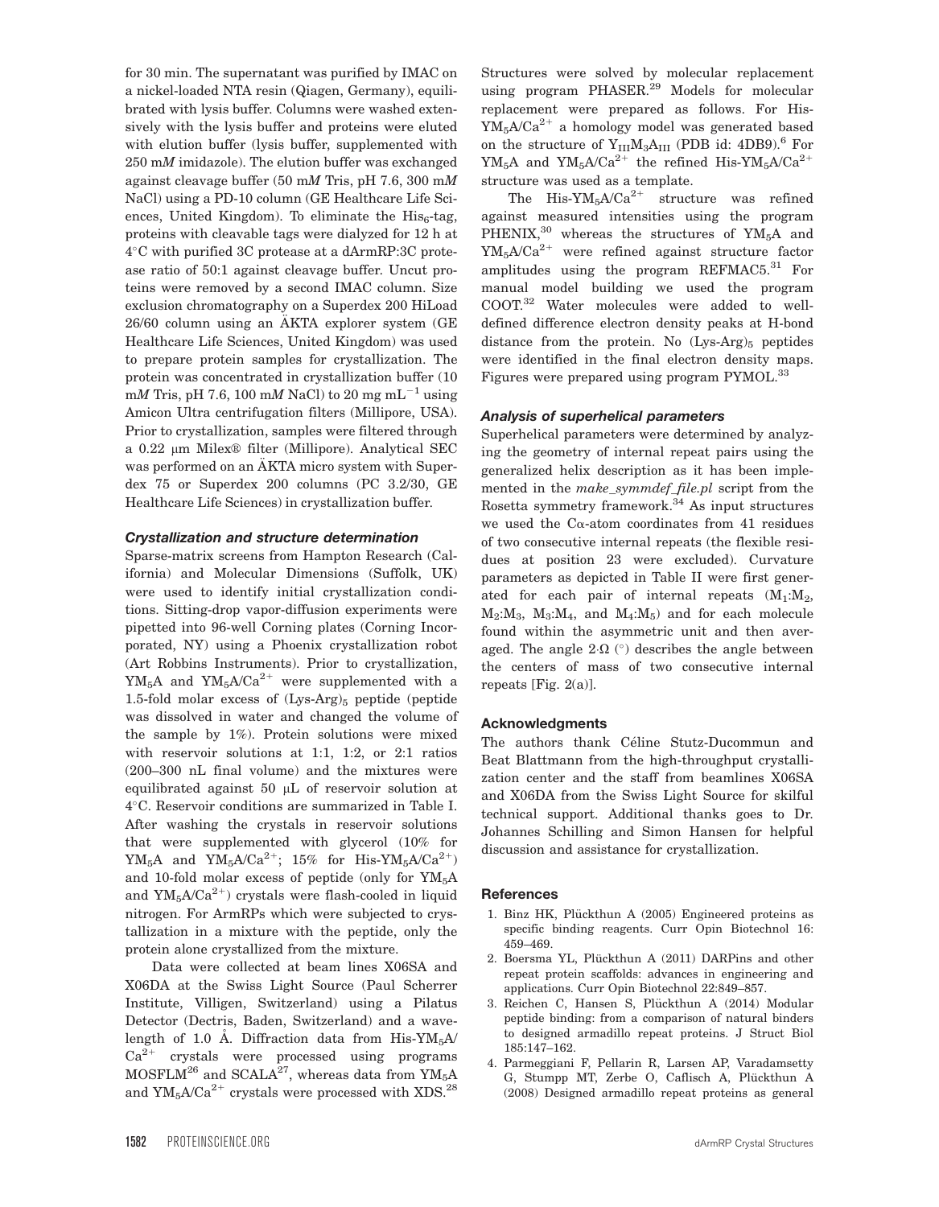for 30 min. The supernatant was purified by IMAC on a nickel-loaded NTA resin (Qiagen, Germany), equilibrated with lysis buffer. Columns were washed extensively with the lysis buffer and proteins were eluted with elution buffer (lysis buffer, supplemented with 250 m*M* imidazole). The elution buffer was exchanged against cleavage buffer (50 m*M* Tris, pH 7.6, 300 m*M* NaCl) using a PD-10 column (GE Healthcare Life Sciences, United Kingdom). To eliminate the $His_6$-tag, proteins with cleavable tags were dialyzed for 12 h at 4°C with purified 3C protease at a dArmRP:3C protease ratio of 50:1 against cleavage buffer. Uncut proteins were removed by a second IMAC column. Size exclusion chromatography on a Superdex 200 HiLoad 26/60 column using an ÄKTA explorer system (GE Healthcare Life Sciences, United Kingdom) was used to prepare protein samples for crystallization. The protein was concentrated in crystallization buffer (10 m*M* Tris, pH 7.6, 100 m*M* NaCl) to 20 mg $mL^{-1}$ using Amicon Ultra centrifugation filters (Millipore, USA). Prior to crystallization, samples were filtered through a 0.22 μm Milex® filter (Millipore). Analytical SEC was performed on an ÄKTA micro system with Superdex 75 or Superdex 200 columns (PC 3.2/30, GE Healthcare Life Sciences) in crystallization buffer.

### Crystallization and structure determination

Sparse-matrix screens from Hampton Research (California) and Molecular Dimensions (Suffolk, UK) were used to identify initial crystallization conditions. Sitting-drop vapor-diffusion experiments were pipetted into 96-well Corning plates (Corning Incorporated, NY) using a Phoenix crystallization robot (Art Robbins Instruments). Prior to crystallization, $YM_5A$ and $YM_5A/Ca^{2+}$ were supplemented with a 1.5-fold molar excess of $(Lys\text{-}Arg)_5$ peptide (peptide was dissolved in water and changed the volume of the sample by 1%). Protein solutions were mixed with reservoir solutions at 1:1, 1:2, or 2:1 ratios (200–300 nL final volume) and the mixtures were equilibrated against 50 μL of reservoir solution at 4°C. Reservoir conditions are summarized in Table I. After washing the crystals in reservoir solutions that were supplemented with glycerol (10% for $YM_5A$ and $YM_5A/Ca^{2+}$; 15% for His-$YM_5A/Ca^{2+}$) and 10-fold molar excess of peptide (only for $YM_5A$ and $YM_5A/Ca^{2+}$) crystals were flash-cooled in liquid nitrogen. For ArmRPs which were subjected to crystallization in a mixture with the peptide, only the protein alone crystallized from the mixture.

Data were collected at beam lines X06SA and X06DA at the Swiss Light Source (Paul Scherrer Institute, Villigen, Switzerland) using a Pilatus Detector (Dectris, Baden, Switzerland) and a wavelength of 1.0 Å. Diffraction data from His-$YM_5A/Ca^{2+}$ crystals were processed using programs MOSFLM[26] and SCALA[27], whereas data from $YM_5A$ and $YM_5A/Ca^{2+}$ crystals were processed with XDS.[28] Structures were solved by molecular replacement using program PHASER.[29] Models for molecular replacement were prepared as follows. For His-$YM_5A/Ca^{2+}$ a homology model was generated based on the structure of $Y_{III}M_3A_{III}$ (PDB id: 4DB9).[6] For $YM_5A$ and $YM_5A/Ca^{2+}$ the refined His-$YM_5A/Ca^{2+}$ structure was used as a template.

The His-$YM_5A/Ca^{2+}$ structure was refined against measured intensities using the program PHENIX,[30] whereas the structures of $YM_5A$ and $YM_5A/Ca^{2+}$ were refined against structure factor amplitudes using the program REFMAC5.[31] For manual model building we used the program COOT.[32] Water molecules were added to well-defined difference electron density peaks at H-bond distance from the protein. No $(Lys\text{-}Arg)_5$ peptides were identified in the final electron density maps. Figures were prepared using program PYMOL.[33]

### Analysis of superhelical parameters

Superhelical parameters were determined by analyzing the geometry of internal repeat pairs using the generalized helix description as it has been implemented in the *make_symmdef_file.pl* script from the Rosetta symmetry framework.[34] As input structures we used the Cα-atom coordinates from 41 residues of two consecutive internal repeats (the flexible residues at position 23 were excluded). Curvature parameters as depicted in Table II were first generated for each pair of internal repeats ($M_1$:$M_2$, $M_2$:$M_3$, $M_3$:$M_4$, and $M_4$:$M_5$) and for each molecule found within the asymmetric unit and then averaged. The angle $2{\cdot}\Omega$ (°) describes the angle between the centers of mass of two consecutive internal repeats [Fig. 2(a)].

### Acknowledgments

The authors thank Céline Stutz-Ducommun and Beat Blattmann from the high-throughput crystallization center and the staff from beamlines X06SA and X06DA from the Swiss Light Source for skilful technical support. Additional thanks goes to Dr. Johannes Schilling and Simon Hansen for helpful discussion and assistance for crystallization.

### References

1. Binz HK, Plückthun A (2005) Engineered proteins as specific binding reagents. Curr Opin Biotechnol 16: 459–469.
2. Boersma YL, Plückthun A (2011) DARPins and other repeat protein scaffolds: advances in engineering and applications. Curr Opin Biotechnol 22:849–857.
3. Reichen C, Hansen S, Plückthun A (2014) Modular peptide binding: from a comparison of natural binders to designed armadillo repeat proteins. J Struct Biol 185:147–162.
4. Parmeggiani F, Pellarin R, Larsen AP, Varadamsetty G, Stumpp MT, Zerbe O, Caflisch A, Plückthun A (2008) Designed armadillo repeat proteins as general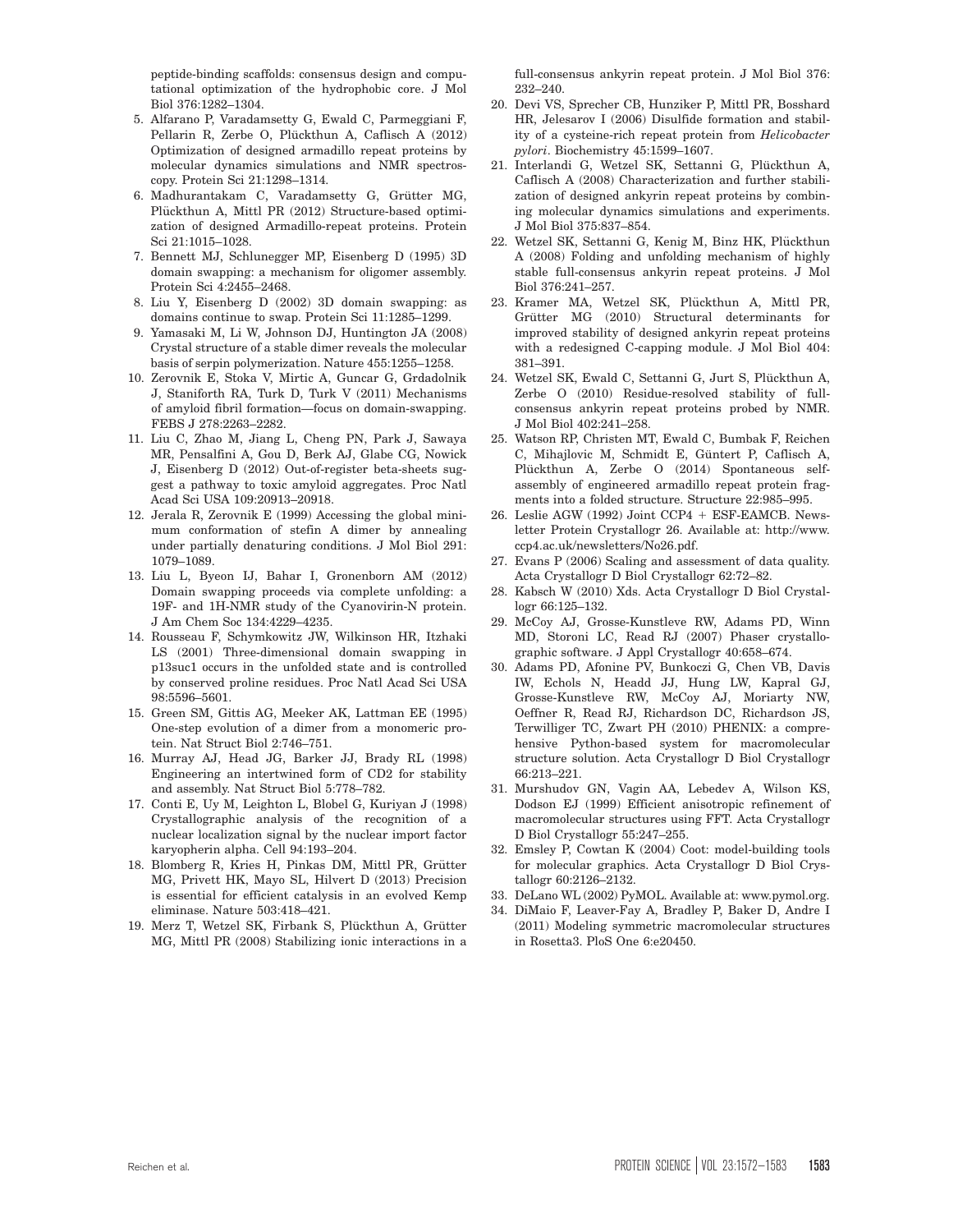peptide-binding scaffolds: consensus design and computational optimization of the hydrophobic core. J Mol Biol 376:1282–1304.

5. Alfarano P, Varadamsetty G, Ewald C, Parmeggiani F, Pellarin R, Zerbe O, Plückthun A, Caflisch A (2012) Optimization of designed armadillo repeat proteins by molecular dynamics simulations and NMR spectroscopy. Protein Sci 21:1298–1314.
6. Madhurantakam C, Varadamsetty G, Grütter MG, Plückthun A, Mittl PR (2012) Structure-based optimization of designed Armadillo-repeat proteins. Protein Sci 21:1015–1028.
7. Bennett MJ, Schlunegger MP, Eisenberg D (1995) 3D domain swapping: a mechanism for oligomer assembly. Protein Sci 4:2455–2468.
8. Liu Y, Eisenberg D (2002) 3D domain swapping: as domains continue to swap. Protein Sci 11:1285–1299.
9. Yamasaki M, Li W, Johnson DJ, Huntington JA (2008) Crystal structure of a stable dimer reveals the molecular basis of serpin polymerization. Nature 455:1255–1258.
10. Zerovnik E, Stoka V, Mirtic A, Guncar G, Grdadolnik J, Staniforth RA, Turk D, Turk V (2011) Mechanisms of amyloid fibril formation—focus on domain-swapping. FEBS J 278:2263–2282.
11. Liu C, Zhao M, Jiang L, Cheng PN, Park J, Sawaya MR, Pensalfini A, Gou D, Berk AJ, Glabe CG, Nowick J, Eisenberg D (2012) Out-of-register beta-sheets suggest a pathway to toxic amyloid aggregates. Proc Natl Acad Sci USA 109:20913–20918.
12. Jerala R, Zerovnik E (1999) Accessing the global minimum conformation of stefin A dimer by annealing under partially denaturing conditions. J Mol Biol 291: 1079–1089.
13. Liu L, Byeon IJ, Bahar I, Gronenborn AM (2012) Domain swapping proceeds via complete unfolding: a 19F- and 1H-NMR study of the Cyanovirin-N protein. J Am Chem Soc 134:4229–4235.
14. Rousseau F, Schymkowitz JW, Wilkinson HR, Itzhaki LS (2001) Three-dimensional domain swapping in p13suc1 occurs in the unfolded state and is controlled by conserved proline residues. Proc Natl Acad Sci USA 98:5596–5601.
15. Green SM, Gittis AG, Meeker AK, Lattman EE (1995) One-step evolution of a dimer from a monomeric protein. Nat Struct Biol 2:746–751.
16. Murray AJ, Head JG, Barker JJ, Brady RL (1998) Engineering an intertwined form of CD2 for stability and assembly. Nat Struct Biol 5:778–782.
17. Conti E, Uy M, Leighton L, Blobel G, Kuriyan J (1998) Crystallographic analysis of the recognition of a nuclear localization signal by the nuclear import factor karyopherin alpha. Cell 94:193–204.
18. Blomberg R, Kries H, Pinkas DM, Mittl PR, Grütter MG, Privett HK, Mayo SL, Hilvert D (2013) Precision is essential for efficient catalysis in an evolved Kemp eliminase. Nature 503:418–421.
19. Merz T, Wetzel SK, Firbank S, Plückthun A, Grütter MG, Mittl PR (2008) Stabilizing ionic interactions in a full-consensus ankyrin repeat protein. J Mol Biol 376: 232–240.
20. Devi VS, Sprecher CB, Hunziker P, Mittl PR, Bosshard HR, Jelesarov I (2006) Disulfide formation and stability of a cysteine-rich repeat protein from *Helicobacter pylori*. Biochemistry 45:1599–1607.
21. Interlandi G, Wetzel SK, Settanni G, Plückthun A, Caflisch A (2008) Characterization and further stabilization of designed ankyrin repeat proteins by combining molecular dynamics simulations and experiments. J Mol Biol 375:837–854.
22. Wetzel SK, Settanni G, Kenig M, Binz HK, Plückthun A (2008) Folding and unfolding mechanism of highly stable full-consensus ankyrin repeat proteins. J Mol Biol 376:241–257.
23. Kramer MA, Wetzel SK, Plückthun A, Mittl PR, Grütter MG (2010) Structural determinants for improved stability of designed ankyrin repeat proteins with a redesigned C-capping module. J Mol Biol 404: 381–391.
24. Wetzel SK, Ewald C, Settanni G, Jurt S, Plückthun A, Zerbe O (2010) Residue-resolved stability of full-consensus ankyrin repeat proteins probed by NMR. J Mol Biol 402:241–258.
25. Watson RP, Christen MT, Ewald C, Bumbak F, Reichen C, Mihajlovic M, Schmidt E, Güntert P, Caflisch A, Plückthun A, Zerbe O (2014) Spontaneous self-assembly of engineered armadillo repeat protein fragments into a folded structure. Structure 22:985–995.
26. Leslie AGW (1992) Joint CCP4 + ESF-EAMCB. Newsletter Protein Crystallogr 26. Available at: http://www.ccp4.ac.uk/newsletters/No26.pdf.
27. Evans P (2006) Scaling and assessment of data quality. Acta Crystallogr D Biol Crystallogr 62:72–82.
28. Kabsch W (2010) Xds. Acta Crystallogr D Biol Crystallogr 66:125–132.
29. McCoy AJ, Grosse-Kunstleve RW, Adams PD, Winn MD, Storoni LC, Read RJ (2007) Phaser crystallographic software. J Appl Crystallogr 40:658–674.
30. Adams PD, Afonine PV, Bunkoczi G, Chen VB, Davis IW, Echols N, Headd JJ, Hung LW, Kapral GJ, Grosse-Kunstleve RW, McCoy AJ, Moriarty NW, Oeffner R, Read RJ, Richardson DC, Richardson JS, Terwilliger TC, Zwart PH (2010) PHENIX: a comprehensive Python-based system for macromolecular structure solution. Acta Crystallogr D Biol Crystallogr 66:213–221.
31. Murshudov GN, Vagin AA, Lebedev A, Wilson KS, Dodson EJ (1999) Efficient anisotropic refinement of macromolecular structures using FFT. Acta Crystallogr D Biol Crystallogr 55:247–255.
32. Emsley P, Cowtan K (2004) Coot: model-building tools for molecular graphics. Acta Crystallogr D Biol Crystallogr 60:2126–2132.
33. DeLano WL (2002) PyMOL. Available at: www.pymol.org.
34. DiMaio F, Leaver-Fay A, Bradley P, Baker D, Andre I (2011) Modeling symmetric macromolecular structures in Rosetta3. PloS One 6:e20450.